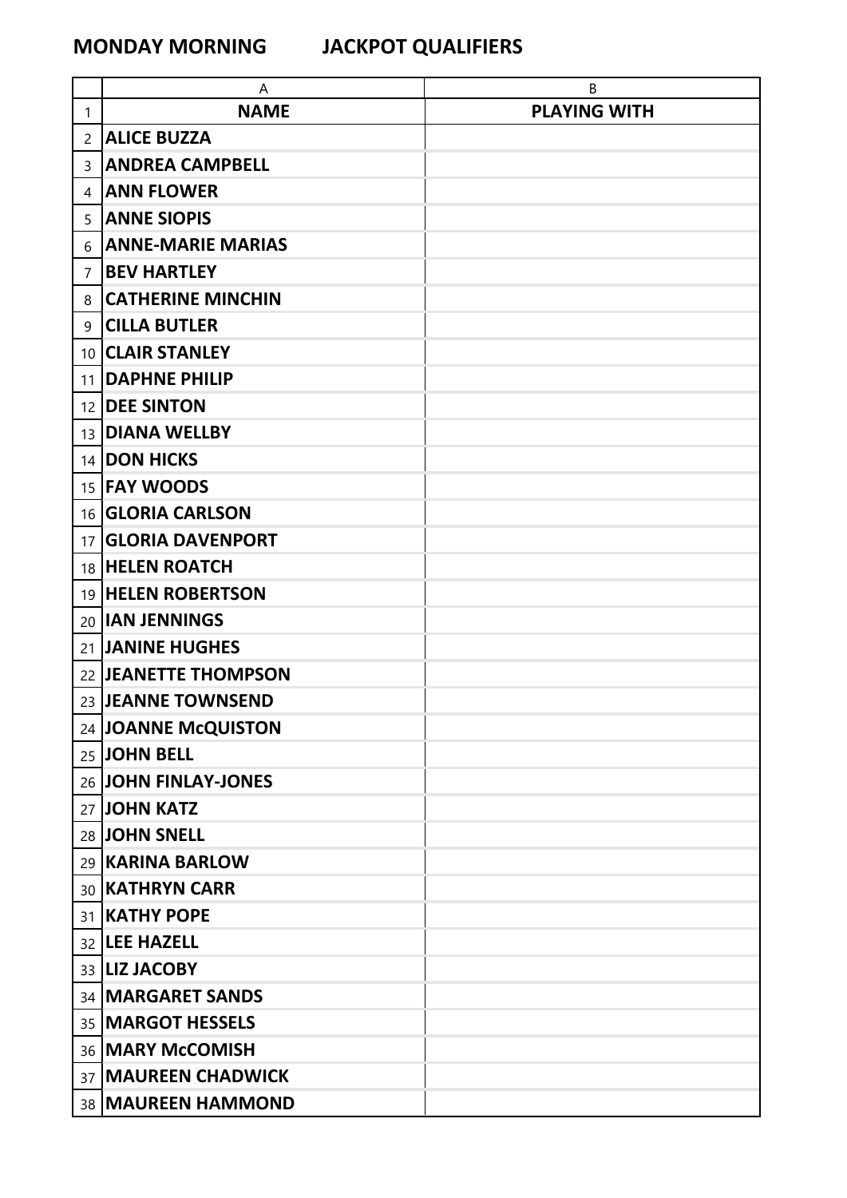# MONDAY MORNING JACKPOT QUALIFIERS

| | A | B |
|---|---|---|
| 1 | **NAME** | **PLAYING WITH** |
| 2 | **ALICE BUZZA** | |
| 3 | **ANDREA CAMPBELL** | |
| 4 | **ANN FLOWER** | |
| 5 | **ANNE SIOPIS** | |
| 6 | **ANNE-MARIE MARIAS** | |
| 7 | **BEV HARTLEY** | |
| 8 | **CATHERINE MINCHIN** | |
| 9 | **CILLA BUTLER** | |
| 10 | **CLAIR STANLEY** | |
| 11 | **DAPHNE PHILIP** | |
| 12 | **DEE SINTON** | |
| 13 | **DIANA WELLBY** | |
| 14 | **DON HICKS** | |
| 15 | **FAY WOODS** | |
| 16 | **GLORIA CARLSON** | |
| 17 | **GLORIA DAVENPORT** | |
| 18 | **HELEN ROATCH** | |
| 19 | **HELEN ROBERTSON** | |
| 20 | **IAN JENNINGS** | |
| 21 | **JANINE HUGHES** | |
| 22 | **JEANETTE THOMPSON** | |
| 23 | **JEANNE TOWNSEND** | |
| 24 | **JOANNE McQUISTON** | |
| 25 | **JOHN BELL** | |
| 26 | **JOHN FINLAY-JONES** | |
| 27 | **JOHN KATZ** | |
| 28 | **JOHN SNELL** | |
| 29 | **KARINA BARLOW** | |
| 30 | **KATHRYN CARR** | |
| 31 | **KATHY POPE** | |
| 32 | **LEE HAZELL** | |
| 33 | **LIZ JACOBY** | |
| 34 | **MARGARET SANDS** | |
| 35 | **MARGOT HESSELS** | |
| 36 | **MARY McCOMISH** | |
| 37 | **MAUREEN CHADWICK** | |
| 38 | **MAUREEN HAMMOND** | |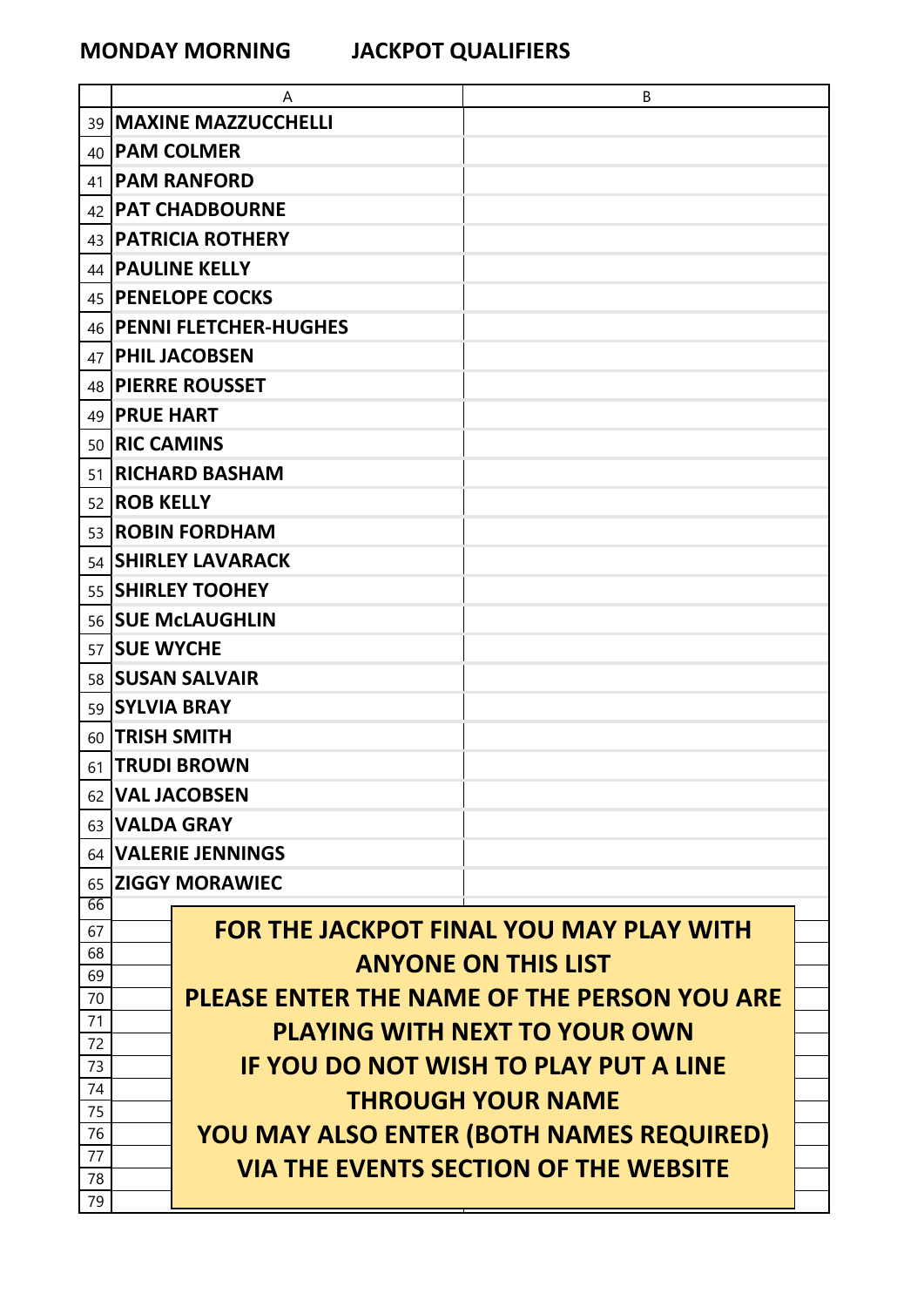**MONDAY MORNING JACKPOT QUALIFIERS**

| | A | B |
|---|---|---|
| 39 | MAXINE MAZZUCCHELLI | |
| 40 | PAM COLMER | |
| 41 | PAM RANFORD | |
| 42 | PAT CHADBOURNE | |
| 43 | PATRICIA ROTHERY | |
| 44 | PAULINE KELLY | |
| 45 | PENELOPE COCKS | |
| 46 | PENNI FLETCHER-HUGHES | |
| 47 | PHIL JACOBSEN | |
| 48 | PIERRE ROUSSET | |
| 49 | PRUE HART | |
| 50 | RIC CAMINS | |
| 51 | RICHARD BASHAM | |
| 52 | ROB KELLY | |
| 53 | ROBIN FORDHAM | |
| 54 | SHIRLEY LAVARACK | |
| 55 | SHIRLEY TOOHEY | |
| 56 | SUE McLAUGHLIN | |
| 57 | SUE WYCHE | |
| 58 | SUSAN SALVAIR | |
| 59 | SYLVIA BRAY | |
| 60 | TRISH SMITH | |
| 61 | TRUDI BROWN | |
| 62 | VAL JACOBSEN | |
| 63 | VALDA GRAY | |
| 64 | VALERIE JENNINGS | |
| 65 | ZIGGY MORAWIEC | |

**FOR THE JACKPOT FINAL YOU MAY PLAY WITH ANYONE ON THIS LIST**

**PLEASE ENTER THE NAME OF THE PERSON YOU ARE PLAYING WITH NEXT TO YOUR OWN**

**IF YOU DO NOT WISH TO PLAY PUT A LINE THROUGH YOUR NAME**

**YOU MAY ALSO ENTER (BOTH NAMES REQUIRED) VIA THE EVENTS SECTION OF THE WEBSITE**